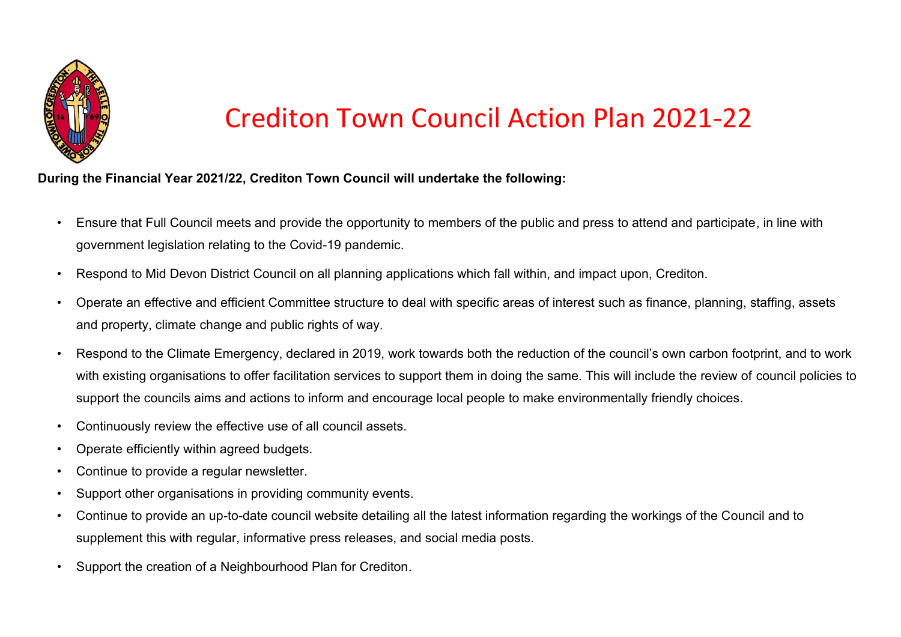# Crediton Town Council Action Plan 2021-22

**During the Financial Year 2021/22, Crediton Town Council will undertake the following:**

- Ensure that Full Council meets and provide the opportunity to members of the public and press to attend and participate, in line with government legislation relating to the Covid-19 pandemic.
- Respond to Mid Devon District Council on all planning applications which fall within, and impact upon, Crediton.
- Operate an effective and efficient Committee structure to deal with specific areas of interest such as finance, planning, staffing, assets and property, climate change and public rights of way.
- Respond to the Climate Emergency, declared in 2019, work towards both the reduction of the council's own carbon footprint, and to work with existing organisations to offer facilitation services to support them in doing the same. This will include the review of council policies to support the councils aims and actions to inform and encourage local people to make environmentally friendly choices.
- Continuously review the effective use of all council assets.
- Operate efficiently within agreed budgets.
- Continue to provide a regular newsletter.
- Support other organisations in providing community events.
- Continue to provide an up-to-date council website detailing all the latest information regarding the workings of the Council and to supplement this with regular, informative press releases, and social media posts.
- Support the creation of a Neighbourhood Plan for Crediton.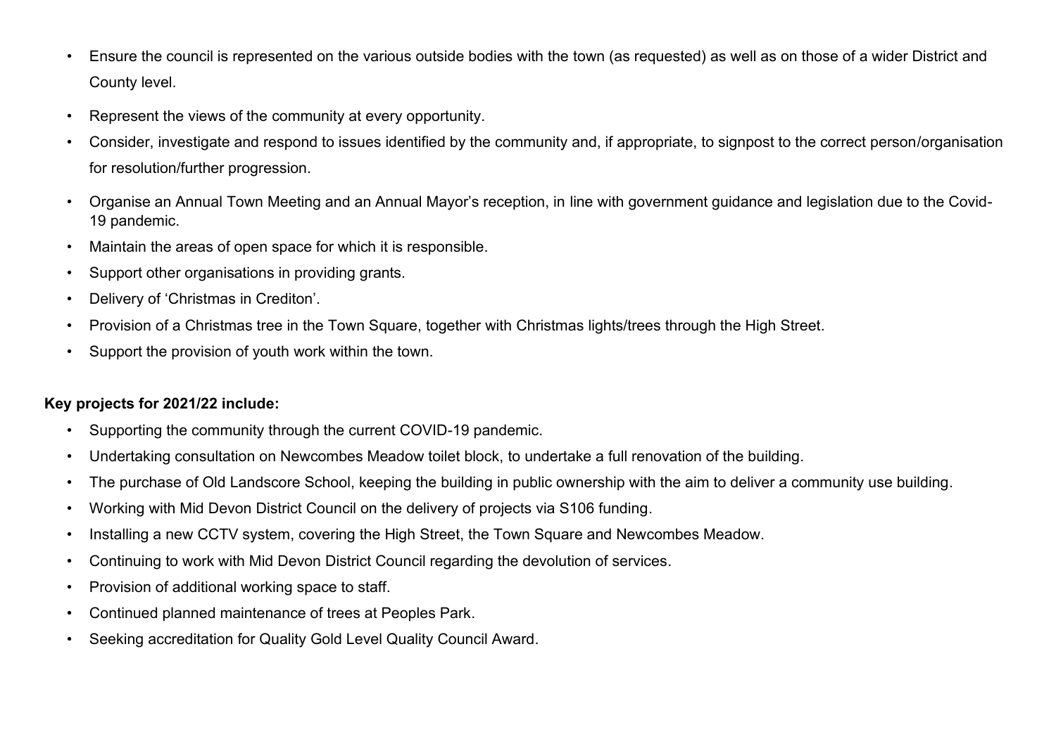- Ensure the council is represented on the various outside bodies with the town (as requested) as well as on those of a wider District and County level.
- Represent the views of the community at every opportunity.
- Consider, investigate and respond to issues identified by the community and, if appropriate, to signpost to the correct person/organisation for resolution/further progression.
- Organise an Annual Town Meeting and an Annual Mayor's reception, in line with government guidance and legislation due to the Covid-19 pandemic.
- Maintain the areas of open space for which it is responsible.
- Support other organisations in providing grants.
- Delivery of 'Christmas in Crediton'.
- Provision of a Christmas tree in the Town Square, together with Christmas lights/trees through the High Street.
- Support the provision of youth work within the town.

**Key projects for 2021/22 include:**

- Supporting the community through the current COVID-19 pandemic.
- Undertaking consultation on Newcombes Meadow toilet block, to undertake a full renovation of the building.
- The purchase of Old Landscore School, keeping the building in public ownership with the aim to deliver a community use building.
- Working with Mid Devon District Council on the delivery of projects via S106 funding.
- Installing a new CCTV system, covering the High Street, the Town Square and Newcombes Meadow.
- Continuing to work with Mid Devon District Council regarding the devolution of services.
- Provision of additional working space to staff.
- Continued planned maintenance of trees at Peoples Park.
- Seeking accreditation for Quality Gold Level Quality Council Award.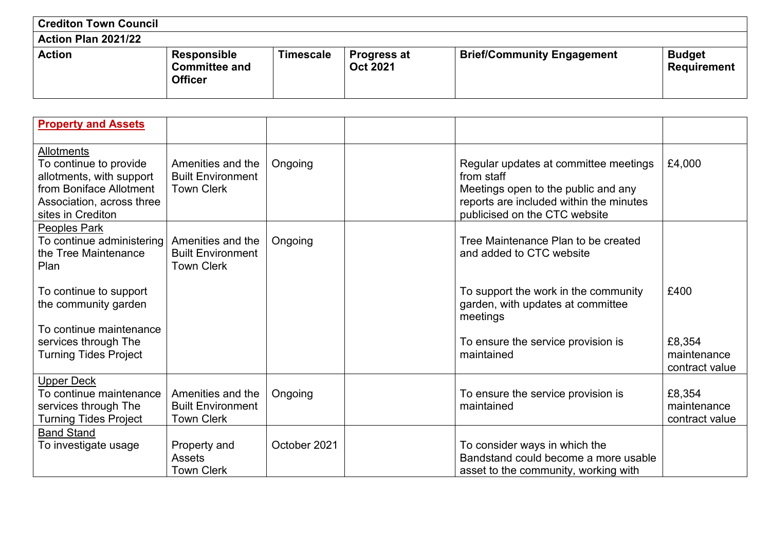| **Crediton Town Council** | | | | | |
|---|---|---|---|---|---|
| **Action Plan 2021/22** | | | | | |
| **Action** | **Responsible Committee and Officer** | **Timescale** | **Progress at Oct 2021** | **Brief/Community Engagement** | **Budget Requirement** |
| **Property and Assets** | | | | | |
| Allotments<br>To continue to provide allotments, with support from Boniface Allotment Association, across three sites in Crediton | Amenities and the Built Environment<br>Town Clerk | Ongoing | | Regular updates at committee meetings from staff<br>Meetings open to the public and any reports are included within the minutes publicised on the CTC website | £4,000 |
| Peoples Park<br>To continue administering the Tree Maintenance Plan<br><br>To continue to support the community garden<br><br>To continue maintenance services through The Turning Tides Project | Amenities and the Built Environment<br>Town Clerk | Ongoing | | Tree Maintenance Plan to be created and added to CTC website<br><br>To support the work in the community garden, with updates at committee meetings<br><br>To ensure the service provision is maintained | <br><br>£400<br><br>£8,354 maintenance contract value |
| Upper Deck<br>To continue maintenance services through The Turning Tides Project | Amenities and the Built Environment<br>Town Clerk | Ongoing | | To ensure the service provision is maintained | £8,354 maintenance contract value |
| Band Stand<br>To investigate usage | Property and Assets<br>Town Clerk | October 2021 | | To consider ways in which the Bandstand could become a more usable asset to the community, working with | |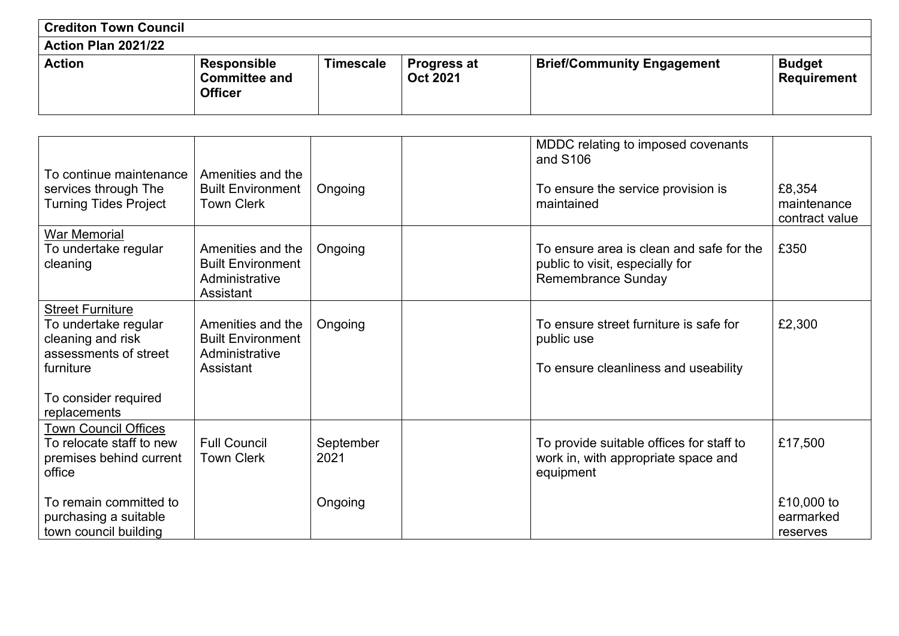| Crediton Town Council | | | | | |
|---|---|---|---|---|---|
| **Action Plan 2021/22** | | | | | |
| **Action** | **Responsible Committee and Officer** | **Timescale** | **Progress at Oct 2021** | **Brief/Community Engagement** | **Budget Requirement** |
| To continue maintenance services through The Turning Tides Project | Amenities and the Built Environment Town Clerk | Ongoing | | MDDC relating to imposed covenants and S106<br><br>To ensure the service provision is maintained | £8,354 maintenance contract value |
| <u>War Memorial</u><br>To undertake regular cleaning | Amenities and the Built Environment Administrative Assistant | Ongoing | | To ensure area is clean and safe for the public to visit, especially for Remembrance Sunday | £350 |
| <u>Street Furniture</u><br>To undertake regular cleaning and risk assessments of street furniture<br><br>To consider required replacements | Amenities and the Built Environment Administrative Assistant | Ongoing | | To ensure street furniture is safe for public use<br><br>To ensure cleanliness and useability | £2,300 |
| <u>Town Council Offices</u><br>To relocate staff to new premises behind current office<br><br>To remain committed to purchasing a suitable town council building | Full Council Town Clerk | September 2021<br><br>Ongoing | | To provide suitable offices for staff to work in, with appropriate space and equipment | £17,500<br><br>£10,000 to earmarked reserves |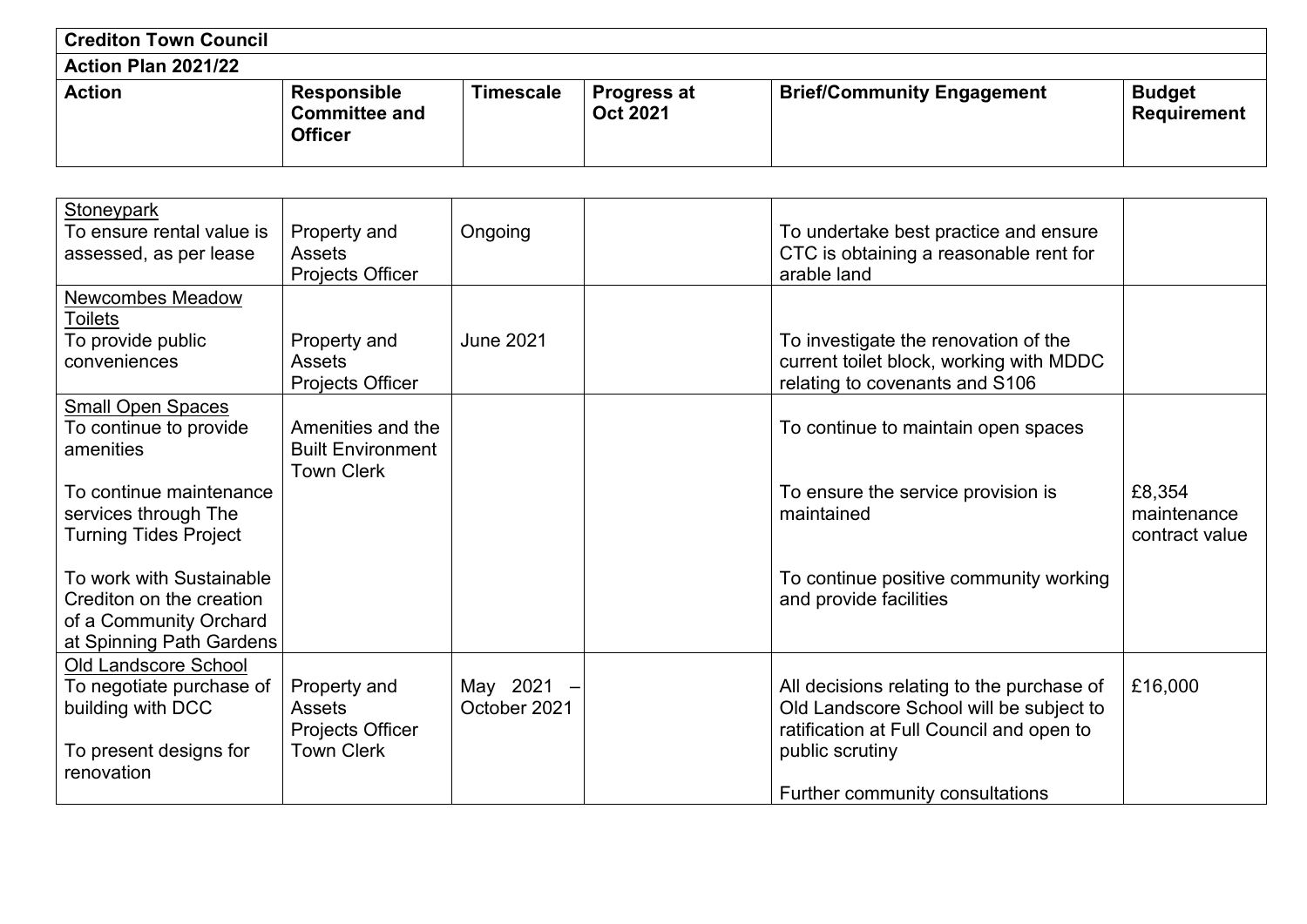**Crediton Town Council**

**Action Plan 2021/22**

| **Action** | **Responsible Committee and Officer** | **Timescale** | **Progress at Oct 2021** | **Brief/Community Engagement** | **Budget Requirement** |
|---|---|---|---|---|---|
| Stoneypark<br>To ensure rental value is assessed, as per lease | Property and Assets<br>Projects Officer | Ongoing | | To undertake best practice and ensure CTC is obtaining a reasonable rent for arable land | |
| Newcombes Meadow Toilets<br>To provide public conveniences | Property and Assets<br>Projects Officer | June 2021 | | To investigate the renovation of the current toilet block, working with MDDC relating to covenants and S106 | |
| Small Open Spaces<br>To continue to provide amenities | Amenities and the Built Environment<br>Town Clerk | | | To continue to maintain open spaces | |
| To continue maintenance services through The Turning Tides Project | | | | To ensure the service provision is maintained | £8,354 maintenance contract value |
| To work with Sustainable Crediton on the creation of a Community Orchard at Spinning Path Gardens | | | | To continue positive community working and provide facilities | |
| Old Landscore School<br>To negotiate purchase of building with DCC<br><br>To present designs for renovation | Property and Assets<br>Projects Officer<br>Town Clerk | May 2021 – October 2021 | | All decisions relating to the purchase of Old Landscore School will be subject to ratification at Full Council and open to public scrutiny<br><br>Further community consultations | £16,000 |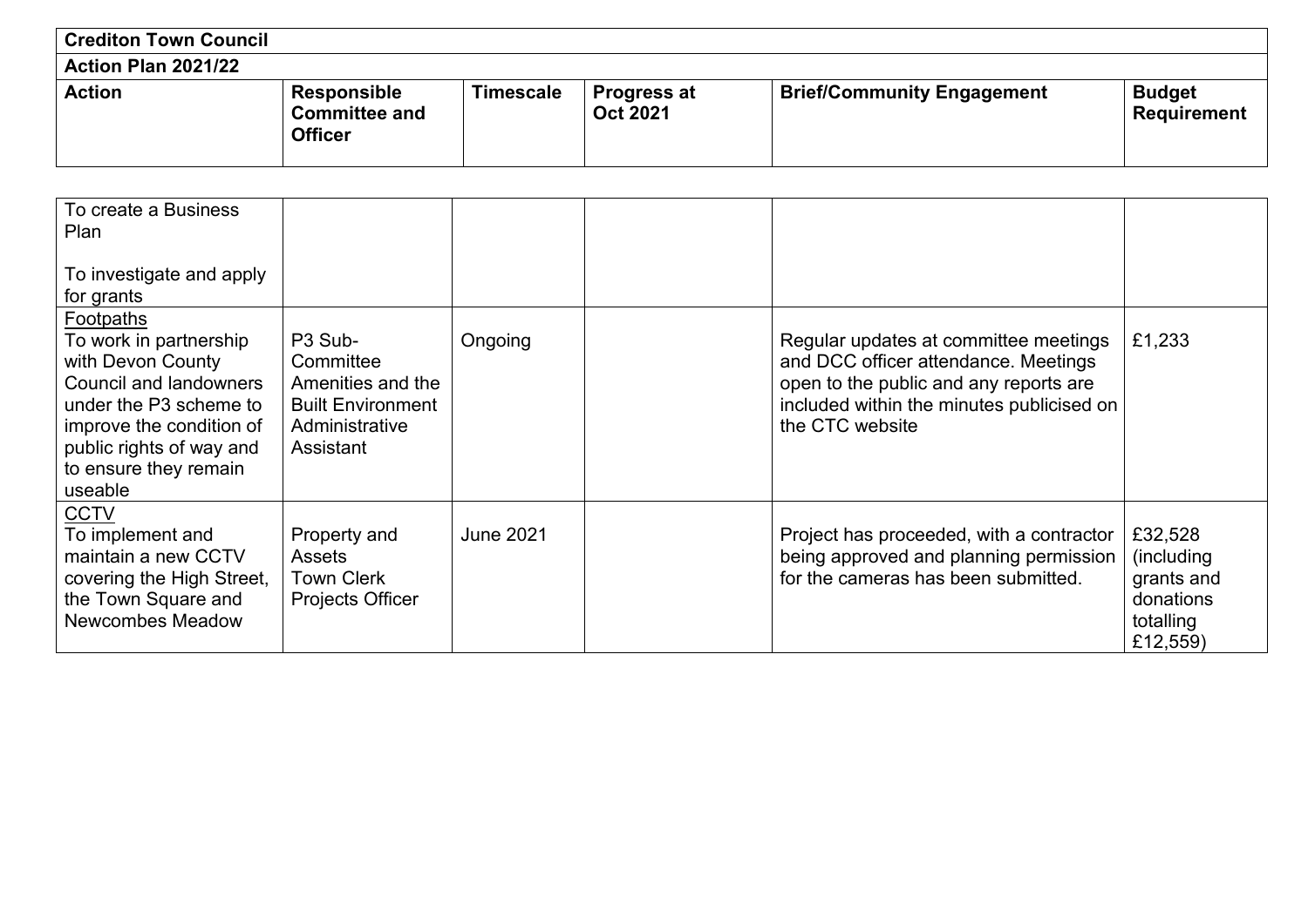| **Crediton Town Council** | | | | | |
|---|---|---|---|---|---|
| **Action Plan 2021/22** | | | | | |
| **Action** | **Responsible Committee and Officer** | **Timescale** | **Progress at Oct 2021** | **Brief/Community Engagement** | **Budget Requirement** |
| To create a Business Plan<br><br>To investigate and apply for grants | | | | | |
| Footpaths<br>To work in partnership with Devon County Council and landowners under the P3 scheme to improve the condition of public rights of way and to ensure they remain useable | P3 Sub-Committee<br>Amenities and the Built Environment<br>Administrative Assistant | Ongoing | | Regular updates at committee meetings and DCC officer attendance. Meetings open to the public and any reports are included within the minutes publicised on the CTC website | £1,233 |
| CCTV<br>To implement and maintain a new CCTV covering the High Street, the Town Square and Newcombes Meadow | Property and Assets<br>Town Clerk<br>Projects Officer | June 2021 | | Project has proceeded, with a contractor being approved and planning permission for the cameras has been submitted. | £32,528 (including grants and donations totalling £12,559) |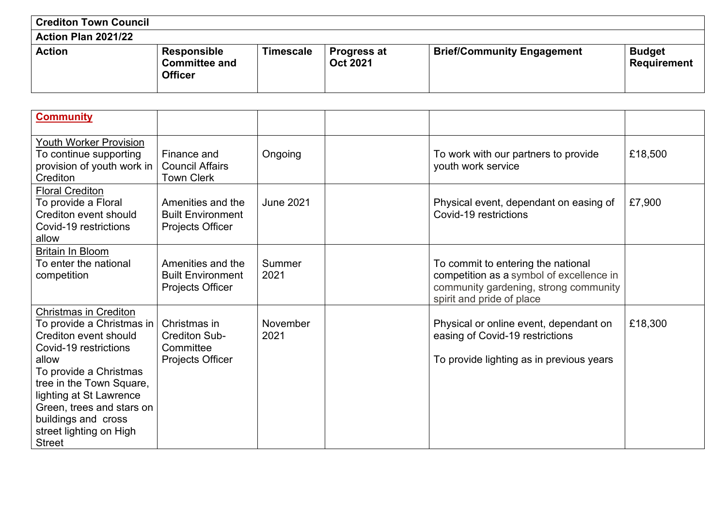| **Crediton Town Council** | | | | | |
|---|---|---|---|---|---|
| **Action Plan 2021/22** | | | | | |
| **Action** | **Responsible Committee and Officer** | **Timescale** | **Progress at Oct 2021** | **Brief/Community Engagement** | **Budget Requirement** |
| **Community** | | | | | |
| Youth Worker Provision<br>To continue supporting provision of youth work in Crediton | Finance and Council Affairs<br>Town Clerk | Ongoing | | To work with our partners to provide youth work service | £18,500 |
| Floral Crediton<br>To provide a Floral Crediton event should Covid-19 restrictions allow | Amenities and the Built Environment<br>Projects Officer | June 2021 | | Physical event, dependant on easing of Covid-19 restrictions | £7,900 |
| Britain In Bloom<br>To enter the national competition | Amenities and the Built Environment<br>Projects Officer | Summer 2021 | | To commit to entering the national competition as a symbol of excellence in community gardening, strong community spirit and pride of place | |
| Christmas in Crediton<br>To provide a Christmas in Crediton event should Covid-19 restrictions allow<br>To provide a Christmas tree in the Town Square, lighting at St Lawrence Green, trees and stars on buildings and cross street lighting on High Street | Christmas in Crediton Sub-Committee<br>Projects Officer | November 2021 | | Physical or online event, dependant on easing of Covid-19 restrictions<br><br>To provide lighting as in previous years | £18,300 |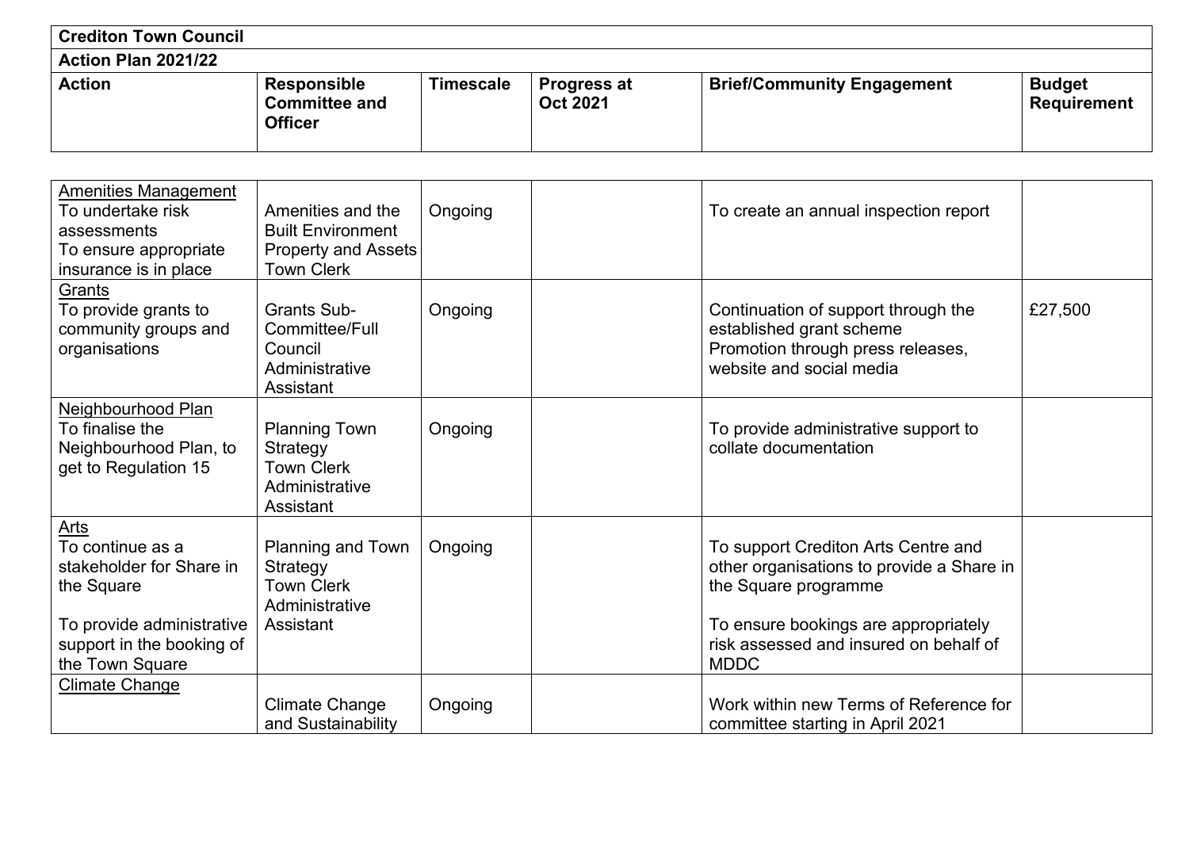| Crediton Town Council | | | | | |
|---|---|---|---|---|---|
| **Action Plan 2021/22** | | | | | |
| **Action** | **Responsible Committee and Officer** | **Timescale** | **Progress at Oct 2021** | **Brief/Community Engagement** | **Budget Requirement** |
| <u>Amenities Management</u><br>To undertake risk assessments<br>To ensure appropriate insurance is in place | Amenities and the Built Environment<br>Property and Assets<br>Town Clerk | Ongoing | | To create an annual inspection report | |
| <u>Grants</u><br>To provide grants to community groups and organisations | Grants Sub-Committee/Full Council<br>Administrative Assistant | Ongoing | | Continuation of support through the established grant scheme<br>Promotion through press releases, website and social media | £27,500 |
| <u>Neighbourhood Plan</u><br>To finalise the Neighbourhood Plan, to get to Regulation 15 | Planning Town Strategy<br>Town Clerk<br>Administrative Assistant | Ongoing | | To provide administrative support to collate documentation | |
| <u>Arts</u><br>To continue as a stakeholder for Share in the Square<br><br>To provide administrative support in the booking of the Town Square | Planning and Town Strategy<br>Town Clerk<br>Administrative Assistant | Ongoing | | To support Crediton Arts Centre and other organisations to provide a Share in the Square programme<br><br>To ensure bookings are appropriately risk assessed and insured on behalf of MDDC | |
| <u>Climate Change</u> | Climate Change and Sustainability | Ongoing | | Work within new Terms of Reference for committee starting in April 2021 | |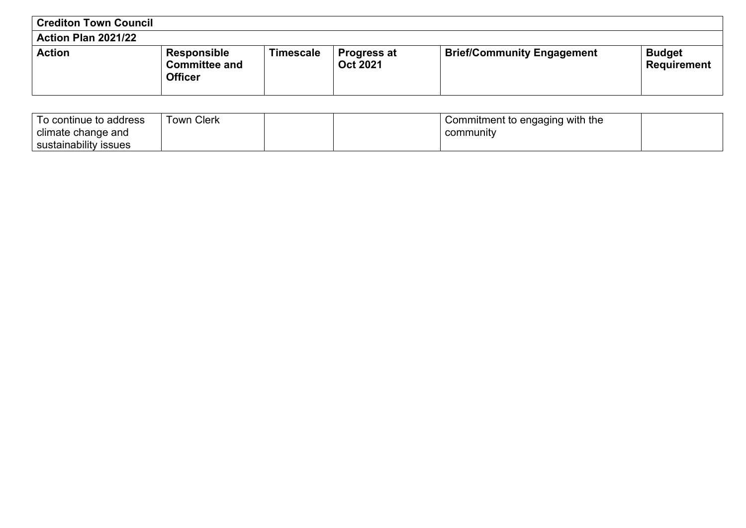| **Crediton Town Council** | | | | | |
|---|---|---|---|---|---|
| **Action Plan 2021/22** | | | | | |
| **Action** | **Responsible Committee and Officer** | **Timescale** | **Progress at Oct 2021** | **Brief/Community Engagement** | **Budget Requirement** |
| To continue to address climate change and sustainability issues | Town Clerk | | | Commitment to engaging with the community | |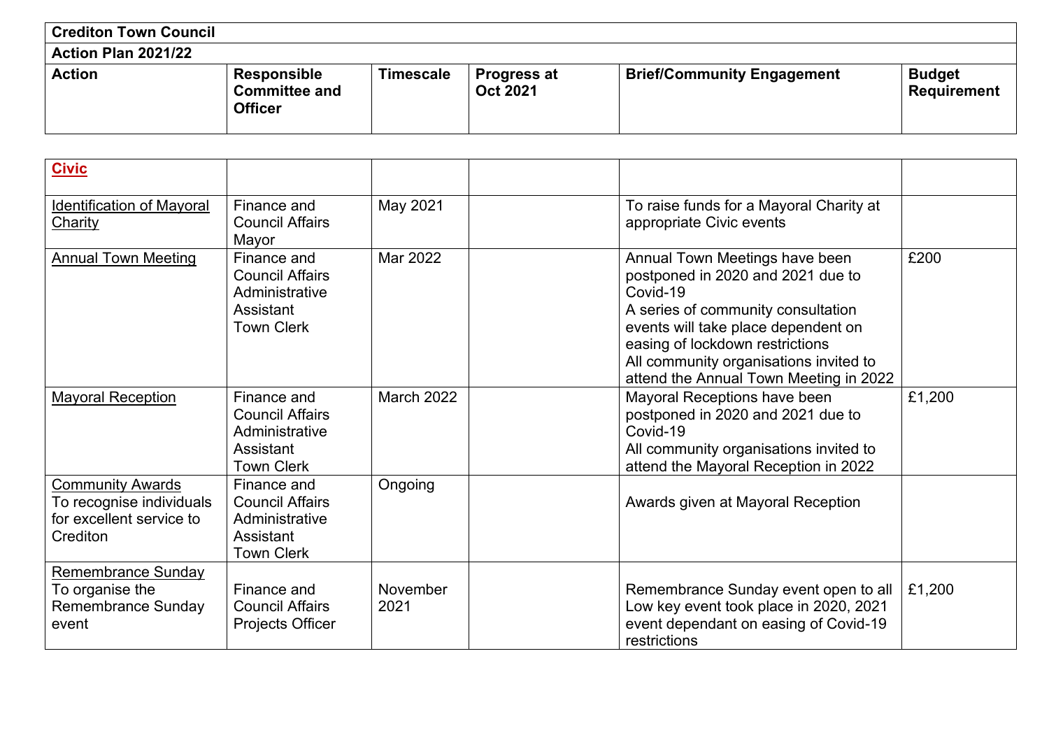| Crediton Town Council | | | | | |
|---|---|---|---|---|---|
| **Action Plan 2021/22** | | | | | |
| **Action** | **Responsible Committee and Officer** | **Timescale** | **Progress at Oct 2021** | **Brief/Community Engagement** | **Budget Requirement** |
| **Civic** | | | | | |
| Identification of Mayoral Charity | Finance and Council Affairs<br>Mayor | May 2021 | | To raise funds for a Mayoral Charity at appropriate Civic events | |
| Annual Town Meeting | Finance and Council Affairs<br>Administrative Assistant<br>Town Clerk | Mar 2022 | | Annual Town Meetings have been postponed in 2020 and 2021 due to Covid-19<br>A series of community consultation events will take place dependent on easing of lockdown restrictions<br>All community organisations invited to attend the Annual Town Meeting in 2022 | £200 |
| Mayoral Reception | Finance and Council Affairs<br>Administrative Assistant<br>Town Clerk | March 2022 | | Mayoral Receptions have been postponed in 2020 and 2021 due to Covid-19<br>All community organisations invited to attend the Mayoral Reception in 2022 | £1,200 |
| Community Awards<br>To recognise individuals for excellent service to Crediton | Finance and Council Affairs<br>Administrative Assistant<br>Town Clerk | Ongoing | | Awards given at Mayoral Reception | |
| Remembrance Sunday<br>To organise the Remembrance Sunday event | Finance and Council Affairs<br>Projects Officer | November 2021 | | Remembrance Sunday event open to all<br>Low key event took place in 2020, 2021 event dependant on easing of Covid-19 restrictions | £1,200 |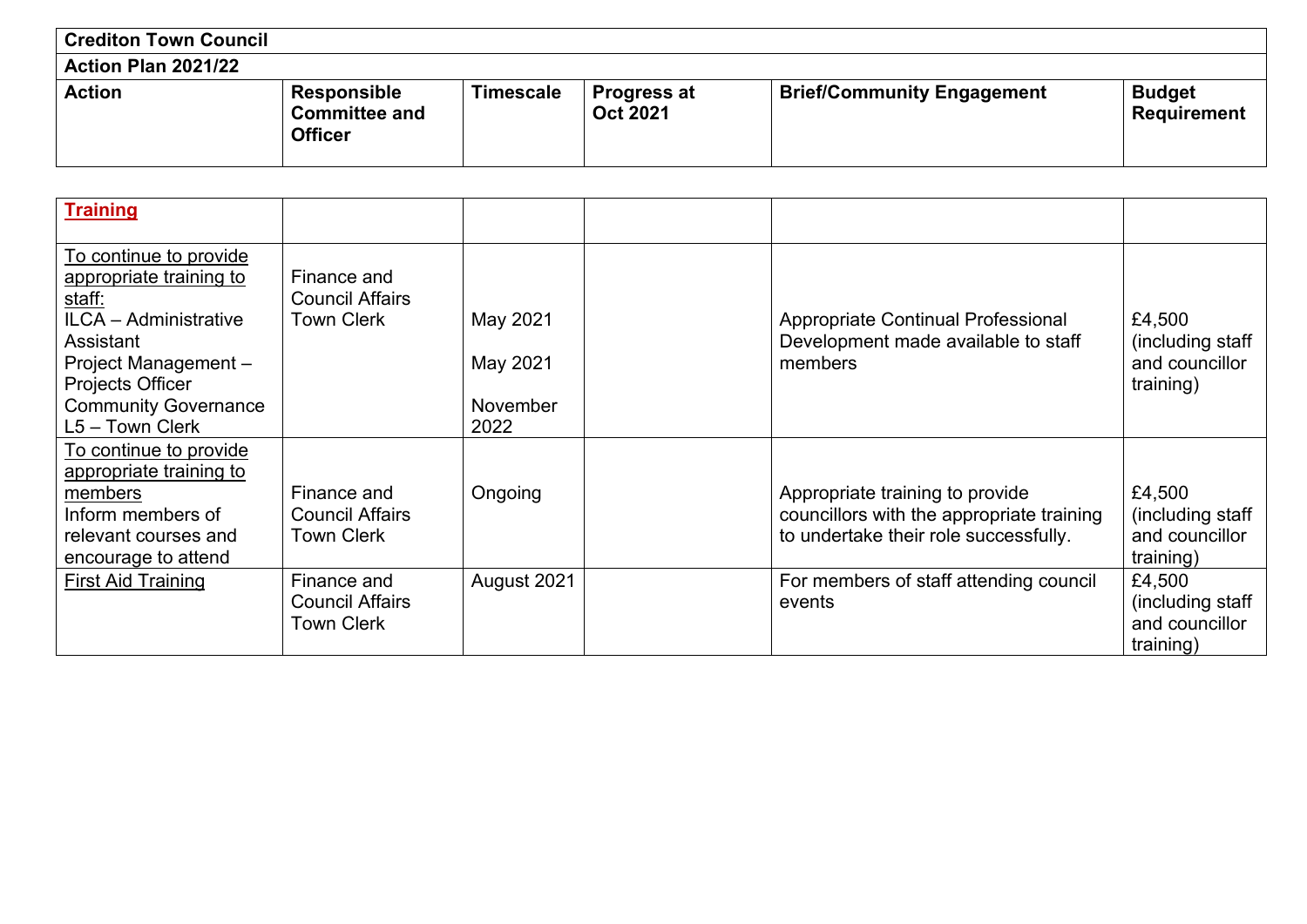| Crediton Town Council | | | | | |
|---|---|---|---|---|---|
| **Action Plan 2021/22** | | | | | |
| **Action** | **Responsible Committee and Officer** | **Timescale** | **Progress at Oct 2021** | **Brief/Community Engagement** | **Budget Requirement** |
| **Training** | | | | | |
| To continue to provide appropriate training to staff:<br>ILCA – Administrative Assistant<br>Project Management – Projects Officer<br>Community Governance L5 – Town Clerk | Finance and Council Affairs<br>Town Clerk | May 2021<br>May 2021<br>November 2022 | | Appropriate Continual Professional Development made available to staff members | £4,500 (including staff and councillor training) |
| To continue to provide appropriate training to members<br>Inform members of relevant courses and encourage to attend | Finance and Council Affairs<br>Town Clerk | Ongoing | | Appropriate training to provide councillors with the appropriate training to undertake their role successfully. | £4,500 (including staff and councillor training) |
| First Aid Training | Finance and Council Affairs<br>Town Clerk | August 2021 | | For members of staff attending council events | £4,500 (including staff and councillor training) |